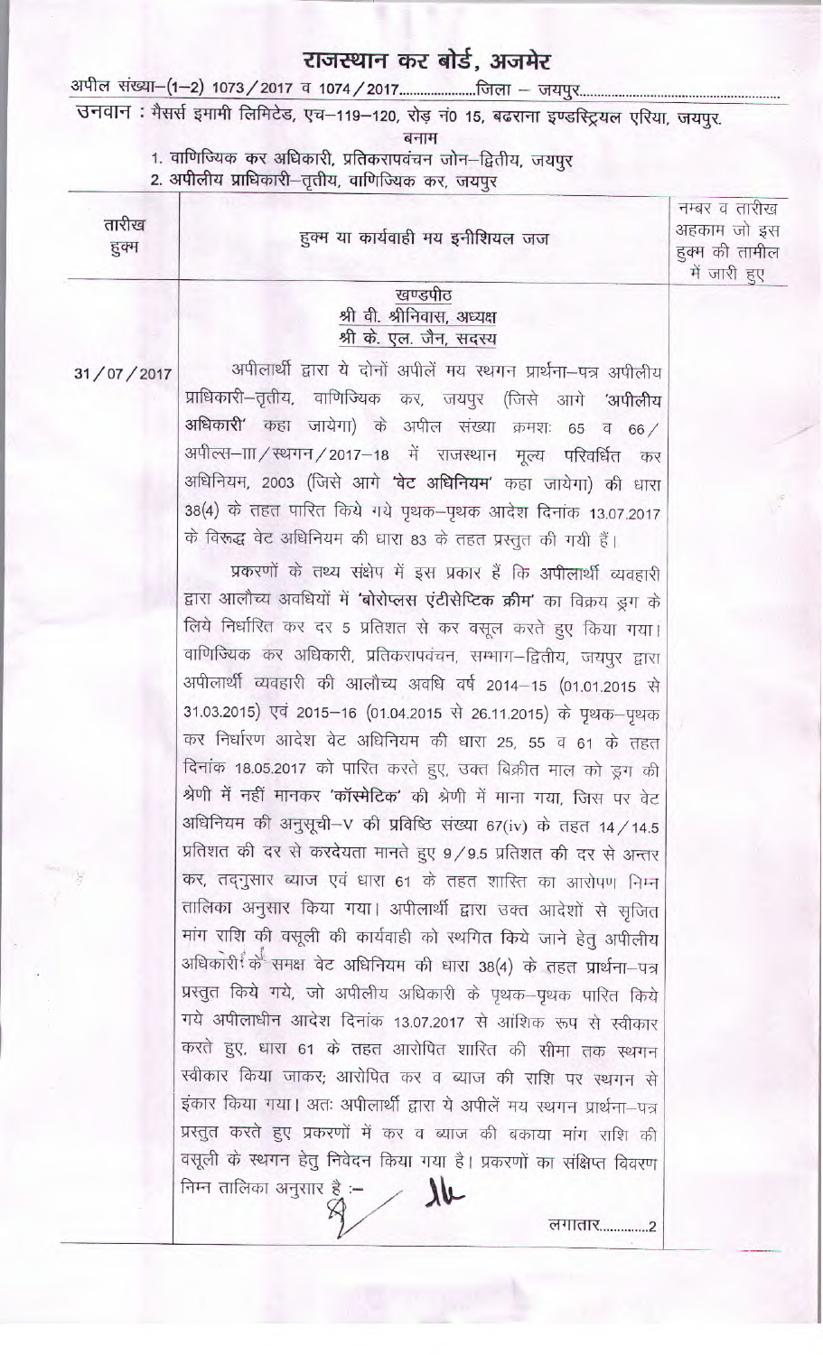# राजस्थान कर बोर्ड, अजमेर

अपील संख्या–(1–2) 1073/2017 व 1074/2017.....................जिला – जयपुर.......................................................

उनवान : मैसर्स इमामी लिमिटेड, एच–119–120, रोड़ नं0 15, बढराना इण्डस्ट्रियल एरिया, जयपुर.

बनाम

1. वाणिज्यिक कर अधिकारी, प्रतिकरापवंचन जोन–द्वितीय, जयपुर
2. अपीलीय प्राधिकारी–तृतीय, वाणिज्यिक कर, जयपुर

| तारीख हुक्म | हुक्म या कार्यवाही मय इनीशियल जज | नम्बर व तारीख अहकाम जो इस हुक्म की तामील में जारी हुए |
|---|---|---|
| | **खण्डपीठ**<br>**श्री वी. श्रीनिवास, अध्यक्ष**<br>**श्री के. एल. जैन, सदस्य** | |
| 31/07/2017 | अपीलार्थी द्वारा ये दोनों अपीलें मय स्थगन प्रार्थना–पत्र अपीलीय प्राधिकारी–तृतीय, वाणिज्यिक कर, जयपुर (जिसे आगे **'अपीलीय अधिकारी'** कहा जायेगा) के अपील संख्या क्रमशः 65 व 66/अपील्स–III/स्थगन/2017–18 में राजस्थान मूल्य परिवर्धित कर अधिनियम, 2003 (जिसे आगे **'वेट अधिनियम'** कहा जायेगा) की धारा 38(4) के तहत पारित किये गये पृथक–पृथक आदेश दिनांक 13.07.2017 के विरूद्व वेट अधिनियम की धारा 83 के तहत प्रस्तुत की गयी हैं।<br><br>प्रकरणों के तथ्य संक्षेप में इस प्रकार हैं कि अपीलार्थी व्यवहारी द्वारा आलौच्य अवधियों में **'बोरोप्लस एंटीसेप्टिक क्रीम'** का विक्रय ड्रग के लिये निर्धारित कर दर 5 प्रतिशत से कर वसूल करते हुए किया गया। वाणिज्यिक कर अधिकारी, प्रतिकरापवंचन, सम्भाग–द्वितीय, जयपुर द्वारा अपीलार्थी व्यवहारी की आलौच्य अवधि वर्ष 2014–15 (01.01.2015 से 31.03.2015) एवं 2015–16 (01.04.2015 से 26.11.2015) के पृथक–पृथक कर निर्धारण आदेश वेट अधिनियम की धारा 25, 55 व 61 के तहत दिनांक 18.05.2017 को पारित करते हुए, उक्त बिक्रीत माल को ड्रग की श्रेणी में नहीं मानकर **'कॉस्मेटिक'** की श्रेणी में माना गया, जिस पर वेट अधिनियम की अनुसूची–V की प्रविष्ठि संख्या 67(iv) के तहत 14/14.5 प्रतिशत की दर से करदेयता मानते हुए 9/9.5 प्रतिशत की दर से अन्तर कर, तद्नुसार ब्याज एवं धारा 61 के तहत शास्ति का आरोपण निम्न तालिका अनुसार किया गया। अपीलार्थी द्वारा उक्त आदेशों से सृजित मांग राशि की वसूली की कार्यवाही को स्थगित किये जाने हेतु अपीलीय अधिकारी के समक्ष वेट अधिनियम की धारा 38(4) के तहत प्रार्थना–पत्र प्रस्तुत किये गये, जो अपीलीय अधिकारी के पृथक–पृथक पारित किये गये अपीलाधीन आदेश दिनांक 13.07.2017 से आंशिक रूप से स्वीकार करते हुए, धारा 61 के तहत आरोपित शास्ति की सीमा तक स्थगन स्वीकार किया जाकर; आरोपित कर व ब्याज की राशि पर स्थगन से इंकार किया गया। अतः अपीलार्थी द्वारा ये अपीलें मय स्थगन प्रार्थना–पत्र प्रस्तुत करते हुए प्रकरणों में कर व ब्याज की बकाया मांग राशि की वसूली के स्थगन हेतु निवेदन किया गया है। प्रकरणों का संक्षिप्त विवरण निम्न तालिका अनुसार है :–<br><br>लगातार.............2 | |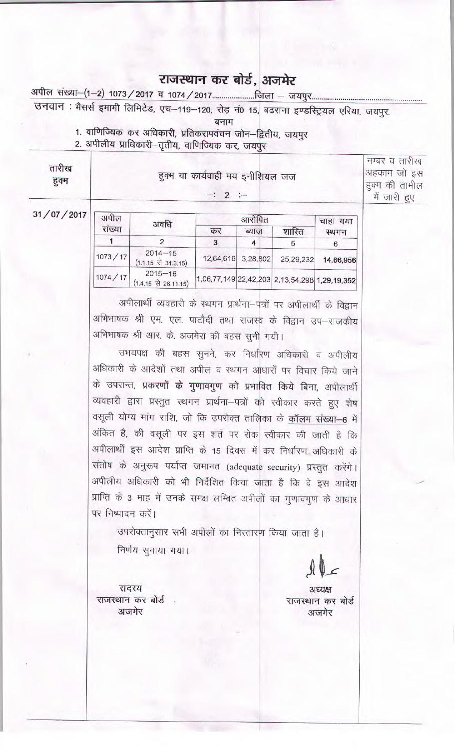# राजस्थान कर बोर्ड, अजमेर

अपील संख्या–(1–2) 1073/2017 व 1074/2017....................जिला – जयपुर....................

उनवान : मैसर्स इमामी लिमिटेड, एच–119–120, रोड़ नं0 15, बढराना इण्डस्ट्रियल एरिया, जयपुर.

बनाम

1. वाणिज्यिक कर अधिकारी, प्रतिकरापवंचन जोन–द्वितीय, जयपुर
2. अपीलीय प्राधिकारी–तृतीय, वाणिज्यिक कर, जयपुर

| तारीख हुक्म | हुक्म या कार्यवाही मय इनीशियल जज | नम्बर व तारीख अहकाम जो इस हुक्म की तामील में जारी हुए |
|---|---|---|

31/07/2017

| अपील संख्या | अवधि | आरोपित | | | चाहा गया स्थगन |
|---|---|---|---|---|---|
| | | कर | ब्याज | शास्ति | |
| 1 | 2 | 3 | 4 | 5 | 6 |
| 1073/17 | 2014–15 (1.1.15 से 31.3.15) | 12,64,616 | 3,28,802 | 25,29,232 | **14,66,956** |
| 1074/17 | 2015–16 (1.4.15 से 26.11.15) | 1,06,77,149 | 22,42,203 | 2,13,54,298 | **1,29,19,352** |

अपीलार्थी व्यवहारी के स्थगन प्रार्थना–पत्रों पर अपीलार्थी के विद्वान अभिभाषक श्री एम. एल. पाटौदी तथा राजस्व के विद्वान उप–राजकीय अभिभाषक श्री आर. के. अजमेरा की बहस सुनी गयी।

उभयपक्ष की बहस सुनने, कर निर्धारण अधिकारी व अपीलीय अधिकारी के आदेशों तथा अपील व स्थगन आधारों पर विचार किये जाने के उपरान्त, **प्रकरणों के गुणावगुण** को प्रभावित किये बिना, अपीलार्थी व्यवहारी द्वारा प्रस्तुत स्थगन प्रार्थना–पत्रों को स्वीकार करते हुए शेष वसूली योग्य मांग राशि, जो कि उपरोक्त तालिका के कॉलम संख्या–6 में अंकित है, की वसूली पर इस शर्त पर रोक स्वीकार की जाती है कि अपीलार्थी इस आदेश प्राप्ति के 15 दिवस में कर निर्धारण अधिकारी के संतोष के अनुरूप पर्याप्त जमानत (adequate security) प्रस्तुत करेंगे। अपीलीय अधिकारी को भी निर्देशित किया जाता है कि वे इस आदेश प्राप्ति के 3 माह में उनके समक्ष लम्बित अपीलों का गुणावगुण के आधार पर निष्पादन करें।

उपरोक्तानुसार सभी अपीलों का निस्तारण किया जाता है।

निर्णय सुनाया गया।

सदस्य
राजस्थान कर बोर्ड
अजमेर

अध्यक्ष
राजस्थान कर बोर्ड
अजमेर